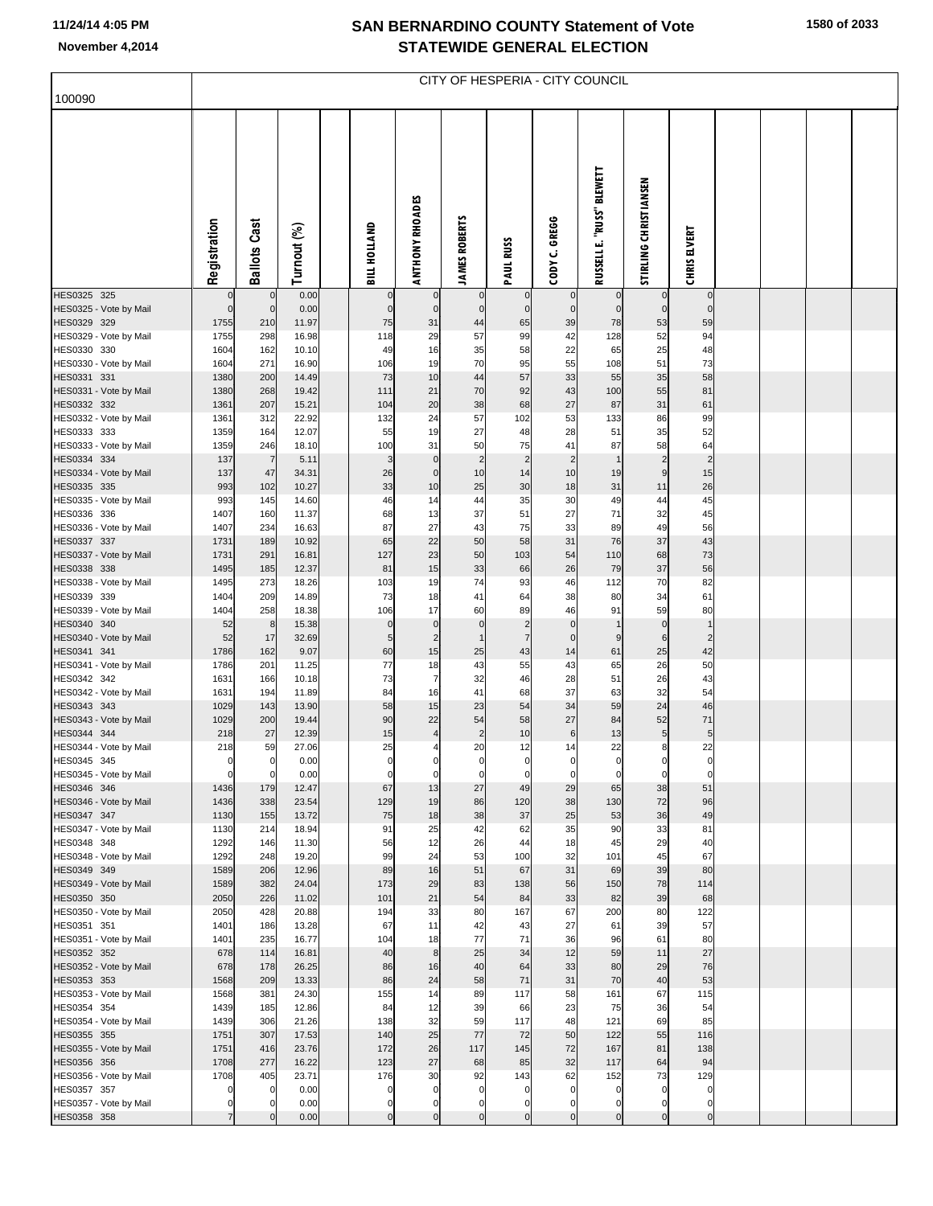# SAN BERNARDINO COUNTY Statement of Vote
## STATEWIDE GENERAL ELECTION

November 4,2014

### CITY OF HESPERIA - CITY COUNCIL

100090

| | Registration | Ballots Cast | Turnout (%) | | BILL HOLLAND | ANTHONY RHOADES | JAMES ROBERTS | PAUL RUSS | CODY C. GREGG | RUSSELL E. "RUSS" BLEWETT | STIRLING CHRISTIANSEN | CHRIS ELVERT | | | | |
|---|---|---|---|---|---|---|---|---|---|---|---|---|---|---|---|---|
| HES0325 325 | 0 | 0 | 0.00 | | 0 | 0 | 0 | 0 | 0 | 0 | 0 | 0 | | | | |
| HES0325 - Vote by Mail | 0 | 0 | 0.00 | | 0 | 0 | 0 | 0 | 0 | 0 | 0 | 0 | | | | |
| HES0329 329 | 1755 | 210 | 11.97 | | 75 | 31 | 44 | 65 | 39 | 78 | 53 | 59 | | | | |
| HES0329 - Vote by Mail | 1755 | 298 | 16.98 | | 118 | 29 | 57 | 99 | 42 | 128 | 52 | 94 | | | | |
| HES0330 330 | 1604 | 162 | 10.10 | | 49 | 16 | 35 | 58 | 22 | 65 | 25 | 48 | | | | |
| HES0330 - Vote by Mail | 1604 | 271 | 16.90 | | 106 | 19 | 70 | 95 | 55 | 108 | 51 | 73 | | | | |
| HES0331 331 | 1380 | 200 | 14.49 | | 73 | 10 | 44 | 57 | 33 | 55 | 35 | 58 | | | | |
| HES0331 - Vote by Mail | 1380 | 268 | 19.42 | | 111 | 21 | 70 | 92 | 43 | 100 | 55 | 81 | | | | |
| HES0332 332 | 1361 | 207 | 15.21 | | 104 | 20 | 38 | 68 | 27 | 87 | 31 | 61 | | | | |
| HES0332 - Vote by Mail | 1361 | 312 | 22.92 | | 132 | 24 | 57 | 102 | 53 | 133 | 86 | 99 | | | | |
| HES0333 333 | 1359 | 164 | 12.07 | | 55 | 19 | 27 | 48 | 28 | 51 | 35 | 52 | | | | |
| HES0333 - Vote by Mail | 1359 | 246 | 18.10 | | 100 | 31 | 50 | 75 | 41 | 87 | 58 | 64 | | | | |
| HES0334 334 | 137 | 7 | 5.11 | | 3 | 0 | 2 | 2 | 2 | 1 | 2 | 2 | | | | |
| HES0334 - Vote by Mail | 137 | 47 | 34.31 | | 26 | 0 | 10 | 14 | 10 | 19 | 9 | 15 | | | | |
| HES0335 335 | 993 | 102 | 10.27 | | 33 | 10 | 25 | 30 | 18 | 31 | 11 | 26 | | | | |
| HES0335 - Vote by Mail | 993 | 145 | 14.60 | | 46 | 14 | 44 | 35 | 30 | 49 | 44 | 45 | | | | |
| HES0336 336 | 1407 | 160 | 11.37 | | 68 | 13 | 37 | 51 | 27 | 71 | 32 | 45 | | | | |
| HES0336 - Vote by Mail | 1407 | 234 | 16.63 | | 87 | 27 | 43 | 75 | 33 | 89 | 49 | 56 | | | | |
| HES0337 337 | 1731 | 189 | 10.92 | | 65 | 22 | 50 | 58 | 31 | 76 | 37 | 43 | | | | |
| HES0337 - Vote by Mail | 1731 | 291 | 16.81 | | 127 | 23 | 50 | 103 | 54 | 110 | 68 | 73 | | | | |
| HES0338 338 | 1495 | 185 | 12.37 | | 81 | 15 | 33 | 66 | 26 | 79 | 37 | 56 | | | | |
| HES0338 - Vote by Mail | 1495 | 273 | 18.26 | | 103 | 19 | 74 | 93 | 46 | 112 | 70 | 82 | | | | |
| HES0339 339 | 1404 | 209 | 14.89 | | 73 | 18 | 41 | 64 | 38 | 80 | 34 | 61 | | | | |
| HES0339 - Vote by Mail | 1404 | 258 | 18.38 | | 106 | 17 | 60 | 89 | 46 | 91 | 59 | 80 | | | | |
| HES0340 340 | 52 | 8 | 15.38 | | 0 | 0 | 0 | 2 | 0 | 1 | 0 | 1 | | | | |
| HES0340 - Vote by Mail | 52 | 17 | 32.69 | | 5 | 2 | 1 | 7 | 0 | 9 | 6 | 2 | | | | |
| HES0341 341 | 1786 | 162 | 9.07 | | 60 | 15 | 25 | 43 | 14 | 61 | 25 | 42 | | | | |
| HES0341 - Vote by Mail | 1786 | 201 | 11.25 | | 77 | 18 | 43 | 55 | 43 | 65 | 26 | 50 | | | | |
| HES0342 342 | 1631 | 166 | 10.18 | | 73 | 7 | 32 | 46 | 28 | 51 | 26 | 43 | | | | |
| HES0342 - Vote by Mail | 1631 | 194 | 11.89 | | 84 | 16 | 41 | 68 | 37 | 63 | 32 | 54 | | | | |
| HES0343 343 | 1029 | 143 | 13.90 | | 58 | 15 | 23 | 54 | 34 | 59 | 24 | 46 | | | | |
| HES0343 - Vote by Mail | 1029 | 200 | 19.44 | | 90 | 22 | 54 | 58 | 27 | 84 | 52 | 71 | | | | |
| HES0344 344 | 218 | 27 | 12.39 | | 15 | 4 | 2 | 10 | 6 | 13 | 5 | 5 | | | | |
| HES0344 - Vote by Mail | 218 | 59 | 27.06 | | 25 | 4 | 20 | 12 | 14 | 22 | 8 | 22 | | | | |
| HES0345 345 | 0 | 0 | 0.00 | | 0 | 0 | 0 | 0 | 0 | 0 | 0 | 0 | | | | |
| HES0345 - Vote by Mail | 0 | 0 | 0.00 | | 0 | 0 | 0 | 0 | 0 | 0 | 0 | 0 | | | | |
| HES0346 346 | 1436 | 179 | 12.47 | | 67 | 13 | 27 | 49 | 29 | 65 | 38 | 51 | | | | |
| HES0346 - Vote by Mail | 1436 | 338 | 23.54 | | 129 | 19 | 86 | 120 | 38 | 130 | 72 | 96 | | | | |
| HES0347 347 | 1130 | 155 | 13.72 | | 75 | 18 | 38 | 37 | 25 | 53 | 36 | 49 | | | | |
| HES0347 - Vote by Mail | 1130 | 214 | 18.94 | | 91 | 25 | 42 | 62 | 35 | 90 | 33 | 81 | | | | |
| HES0348 348 | 1292 | 146 | 11.30 | | 56 | 12 | 26 | 44 | 18 | 45 | 29 | 40 | | | | |
| HES0348 - Vote by Mail | 1292 | 248 | 19.20 | | 99 | 24 | 53 | 100 | 32 | 101 | 45 | 67 | | | | |
| HES0349 349 | 1589 | 206 | 12.96 | | 89 | 16 | 51 | 67 | 31 | 69 | 39 | 80 | | | | |
| HES0349 - Vote by Mail | 1589 | 382 | 24.04 | | 173 | 29 | 83 | 138 | 56 | 150 | 78 | 114 | | | | |
| HES0350 350 | 2050 | 226 | 11.02 | | 101 | 21 | 54 | 84 | 33 | 82 | 39 | 68 | | | | |
| HES0350 - Vote by Mail | 2050 | 428 | 20.88 | | 194 | 33 | 80 | 167 | 67 | 200 | 80 | 122 | | | | |
| HES0351 351 | 1401 | 186 | 13.28 | | 67 | 11 | 42 | 43 | 27 | 61 | 39 | 57 | | | | |
| HES0351 - Vote by Mail | 1401 | 235 | 16.77 | | 104 | 18 | 77 | 71 | 36 | 96 | 61 | 80 | | | | |
| HES0352 352 | 678 | 114 | 16.81 | | 40 | 8 | 25 | 34 | 12 | 59 | 11 | 27 | | | | |
| HES0352 - Vote by Mail | 678 | 178 | 26.25 | | 86 | 16 | 40 | 64 | 33 | 80 | 29 | 76 | | | | |
| HES0353 353 | 1568 | 209 | 13.33 | | 86 | 24 | 58 | 71 | 31 | 70 | 40 | 53 | | | | |
| HES0353 - Vote by Mail | 1568 | 381 | 24.30 | | 155 | 14 | 89 | 117 | 58 | 161 | 67 | 115 | | | | |
| HES0354 354 | 1439 | 185 | 12.86 | | 84 | 12 | 39 | 66 | 23 | 75 | 36 | 54 | | | | |
| HES0354 - Vote by Mail | 1439 | 306 | 21.26 | | 138 | 32 | 59 | 117 | 48 | 121 | 69 | 85 | | | | |
| HES0355 355 | 1751 | 307 | 17.53 | | 140 | 25 | 77 | 72 | 50 | 122 | 55 | 116 | | | | |
| HES0355 - Vote by Mail | 1751 | 416 | 23.76 | | 172 | 26 | 117 | 145 | 72 | 167 | 81 | 138 | | | | |
| HES0356 356 | 1708 | 277 | 16.22 | | 123 | 27 | 68 | 85 | 32 | 117 | 64 | 94 | | | | |
| HES0356 - Vote by Mail | 1708 | 405 | 23.71 | | 176 | 30 | 92 | 143 | 62 | 152 | 73 | 129 | | | | |
| HES0357 357 | 0 | 0 | 0.00 | | 0 | 0 | 0 | 0 | 0 | 0 | 0 | 0 | | | | |
| HES0357 - Vote by Mail | 0 | 0 | 0.00 | | 0 | 0 | 0 | 0 | 0 | 0 | 0 | 0 | | | | |
| HES0358 358 | 7 | 0 | 0.00 | | 0 | 0 | 0 | 0 | 0 | 0 | 0 | 0 | | | | |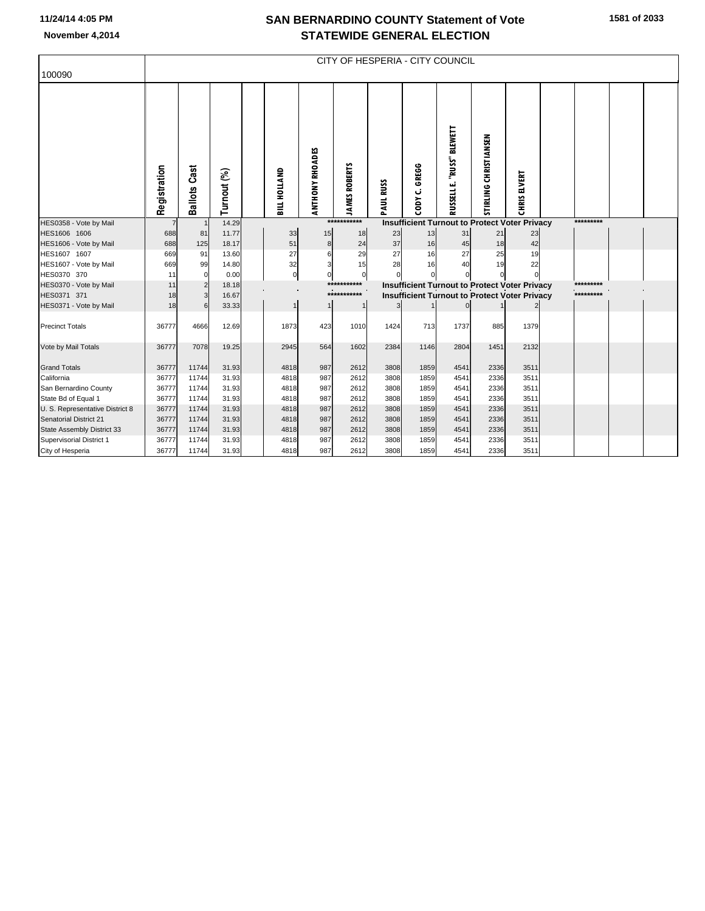# SAN BERNARDINO COUNTY Statement of Vote
# STATEWIDE GENERAL ELECTION

November 4,2014

100090

CITY OF HESPERIA - CITY COUNCIL

| | Registration | Ballots Cast | Turnout (%) | | BILL HOLLAND | ANTHONY RHOADES | JAMES ROBERTS | PAUL RUSS | CODY C. GREGG | RUSSELL E. "RUSS" BLEWETT | STIRLING CHRISTIANSEN | CHRIS ELVERT | | | | |
|---|---|---|---|---|---|---|---|---|---|---|---|---|---|---|---|---|
| HES0358 - Vote by Mail | 7 | 1 | 14.29 | | | | *********** | Insufficient Turnout to Protect Voter Privacy | | | | | | ********* | | |
| HES1606 1606 | 688 | 81 | 11.77 | | 33 | 15 | 18 | 23 | 13 | 31 | 21 | 23 | | | | |
| HES1606 - Vote by Mail | 688 | 125 | 18.17 | | 51 | 8 | 24 | 37 | 16 | 45 | 18 | 42 | | | | |
| HES1607 1607 | 669 | 91 | 13.60 | | 27 | 6 | 29 | 27 | 16 | 27 | 25 | 19 | | | | |
| HES1607 - Vote by Mail | 669 | 99 | 14.80 | | 32 | 3 | 15 | 28 | 16 | 40 | 19 | 22 | | | | |
| HES0370 370 | 11 | 0 | 0.00 | | 0 | 0 | 0 | 0 | 0 | 0 | 0 | 0 | | | | |
| HES0370 - Vote by Mail | 11 | 2 | 18.18 | | | | *********** | Insufficient Turnout to Protect Voter Privacy | | | | | | ********* | | |
| HES0371 371 | 18 | 3 | 16.67 | | | | *********** | Insufficient Turnout to Protect Voter Privacy | | | | | | ********* | | |
| HES0371 - Vote by Mail | 18 | 6 | 33.33 | | 1 | 1 | 1 | 3 | 1 | 0 | 1 | 2 | | | | |
| Precinct Totals | 36777 | 4666 | 12.69 | | 1873 | 423 | 1010 | 1424 | 713 | 1737 | 885 | 1379 | | | | |
| Vote by Mail Totals | 36777 | 7078 | 19.25 | | 2945 | 564 | 1602 | 2384 | 1146 | 2804 | 1451 | 2132 | | | | |
| Grand Totals | 36777 | 11744 | 31.93 | | 4818 | 987 | 2612 | 3808 | 1859 | 4541 | 2336 | 3511 | | | | |
| California | 36777 | 11744 | 31.93 | | 4818 | 987 | 2612 | 3808 | 1859 | 4541 | 2336 | 3511 | | | | |
| San Bernardino County | 36777 | 11744 | 31.93 | | 4818 | 987 | 2612 | 3808 | 1859 | 4541 | 2336 | 3511 | | | | |
| State Bd of Equal 1 | 36777 | 11744 | 31.93 | | 4818 | 987 | 2612 | 3808 | 1859 | 4541 | 2336 | 3511 | | | | |
| U. S. Representative District 8 | 36777 | 11744 | 31.93 | | 4818 | 987 | 2612 | 3808 | 1859 | 4541 | 2336 | 3511 | | | | |
| Senatorial District 21 | 36777 | 11744 | 31.93 | | 4818 | 987 | 2612 | 3808 | 1859 | 4541 | 2336 | 3511 | | | | |
| State Assembly District 33 | 36777 | 11744 | 31.93 | | 4818 | 987 | 2612 | 3808 | 1859 | 4541 | 2336 | 3511 | | | | |
| Supervisorial District 1 | 36777 | 11744 | 31.93 | | 4818 | 987 | 2612 | 3808 | 1859 | 4541 | 2336 | 3511 | | | | |
| City of Hesperia | 36777 | 11744 | 31.93 | | 4818 | 987 | 2612 | 3808 | 1859 | 4541 | 2336 | 3511 | | | | |